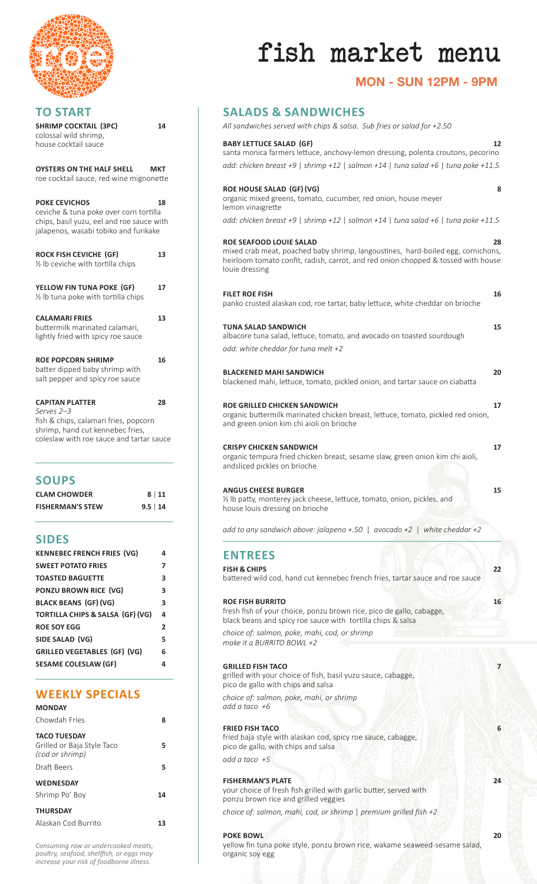# fish market menu

**MON - SUN 12PM - 9PM**

## TO START

**SHRIMP COCKTAIL (3PC)** 14
colossal wild shrimp, house cocktail sauce

**OYSTERS ON THE HALF SHELL** MKT
roe cocktail sauce, red wine mignonette

**POKE CEVICHOS** 18
ceviche & tuna poke over corn tortilla chips, basil yuzu, eel and roe sauce with jalapenos, wasabi tobiko and furikake

**ROCK FISH CEVICHE (GF)** 13
½ lb ceviche with tortilla chips

**YELLOW FIN TUNA POKE (GF)** 17
½ lb tuna poke with tortilla chips

**CALAMARI FRIES** 13
buttermilk marinated calamari, lightly fried with spicy roe sauce

**ROE POPCORN SHRIMP** 16
batter dipped baby shrimp with salt pepper and spicy roe sauce

**CAPITAN PLATTER** 28
*Serves 2–3*
fish & chips, calamari fries, popcorn shrimp, hand cut kennebec fries, coleslaw with roe sauce and tartar sauce

## SOUPS

| | |
|---|---|
| **CLAM CHOWDER** | 8 \| 11 |
| **FISHERMAN'S STEW** | 9.5 \| 14 |

## SIDES

| | |
|---|---|
| **KENNEBEC FRENCH FRIES (VG)** | 4 |
| **SWEET POTATO FRIES** | 7 |
| **TOASTED BAGUETTE** | 3 |
| **PONZU BROWN RICE (VG)** | 3 |
| **BLACK BEANS (GF) (VG)** | 3 |
| **TORTILLA CHIPS & SALSA (GF) (VG)** | 4 |
| **ROE SOY EGG** | 2 |
| **SIDE SALAD (VG)** | 5 |
| **GRILLED VEGETABLES (GF) (VG)** | 6 |
| **SESAME COLESLAW (GF)** | 4 |

## WEEKLY SPECIALS

**MONDAY**
Chowdah Fries 8

**TACO TUESDAY**
Grilled or Baja Style Taco *(cod or shrimp)* 5
Draft Beers 5

**WEDNESDAY**
Shrimp Po' Boy 14

**THURSDAY**
Alaskan Cod Burrito 13

*Consuming raw or undercooked meats, poultry, seafood, shellfish, or eggs may increase your risk of foodborne illness.*

## SALADS & SANDWICHES

*All sandwiches served with chips & salsa. Sub fries or salad for +2.50*

**BABY LETTUCE SALAD (GF)** 12
santa monica farmers lettuce, anchovy-lemon dressing, polenta croutons, pecorino
*add: chicken breast +9 | shrimp +12 | salmon +14 | tuna salad +6 | tuna poke +11.5*

**ROE HOUSE SALAD (GF) (VG)** 8
organic mixed greens, tomato, cucumber, red onion, house meyer lemon vinaigrette
*add: chicken breast +9 | shrimp +12 | salmon +14 | tuna salad +6 | tuna poke +11.5*

**ROE SEAFOOD LOUIE SALAD** 28
mixed crab meat, poached baby shrimp, langoustines, hard-boiled egg, cornichons, heirloom tomato confit, radish, carrot, and red onion chopped & tossed with house louie dressing

**FILET ROE FISH** 16
panko crusted alaskan cod, roe tartar, baby lettuce, white cheddar on brioche

**TUNA SALAD SANDWICH** 15
albacore tuna salad, lettuce, tomato, and avocado on toasted sourdough
*add: white cheddar for tuna melt +2*

**BLACKENED MAHI SANDWICH** 20
blackened mahi, lettuce, tomato, pickled onion, and tartar sauce on ciabatta

**ROE GRILLED CHICKEN SANDWICH** 17
organic buttermilk marinated chicken breast, lettuce, tomato, pickled red onion, and green onion kim chi aioli on brioche

**CRISPY CHICKEN SANDWICH** 17
organic tempura fried chicken breast, sesame slaw, green onion kim chi aioli, andsliced pickles on brioche

**ANGUS CHEESE BURGER** 15
⅓ lb patty, monterey jack cheese, lettuce, tomato, onion, pickles, and house louis dressing on brioche

*add to any sandwich above: jalapeno +.50 | avocado +2 | white cheddar +2*

## ENTREES

**FISH & CHIPS** 22
battered wild cod, hand cut kennebec french fries, tartar sauce and roe sauce

**ROE FISH BURRITO** 16
fresh fish of your choice, ponzu brown rice, pico de gallo, cabagge, black beans and spicy roe sauce with tortilla chips & salsa
*choice of: salmon, poke, mahi, cod, or shrimp*
*make it a BURRITO BOWL +2*

**GRILLED FISH TACO** 7
grilled with your choice of fish, basil yuzu sauce, cabagge, pico de gallo with chips and salsa
*choice of: salmon, poke, mahi, or shrimp*
*add a taco +6*

**FRIED FISH TACO** 6
fried baja style with alaskan cod, spicy roe sauce, cabagge, pico de gallo, with chips and salsa
*add a taco +5*

**FISHERMAN'S PLATE** 24
your choice of fresh fish grilled with garlic butter, served with ponzu brown rice and grilled veggies
*choice of: salmon, mahi, cod, or shrimp | premium grilled fish +2*

**POKE BOWL** 20
yellow fin tuna poke style, ponzu brown rice, wakame seaweed-sesame salad, organic soy egg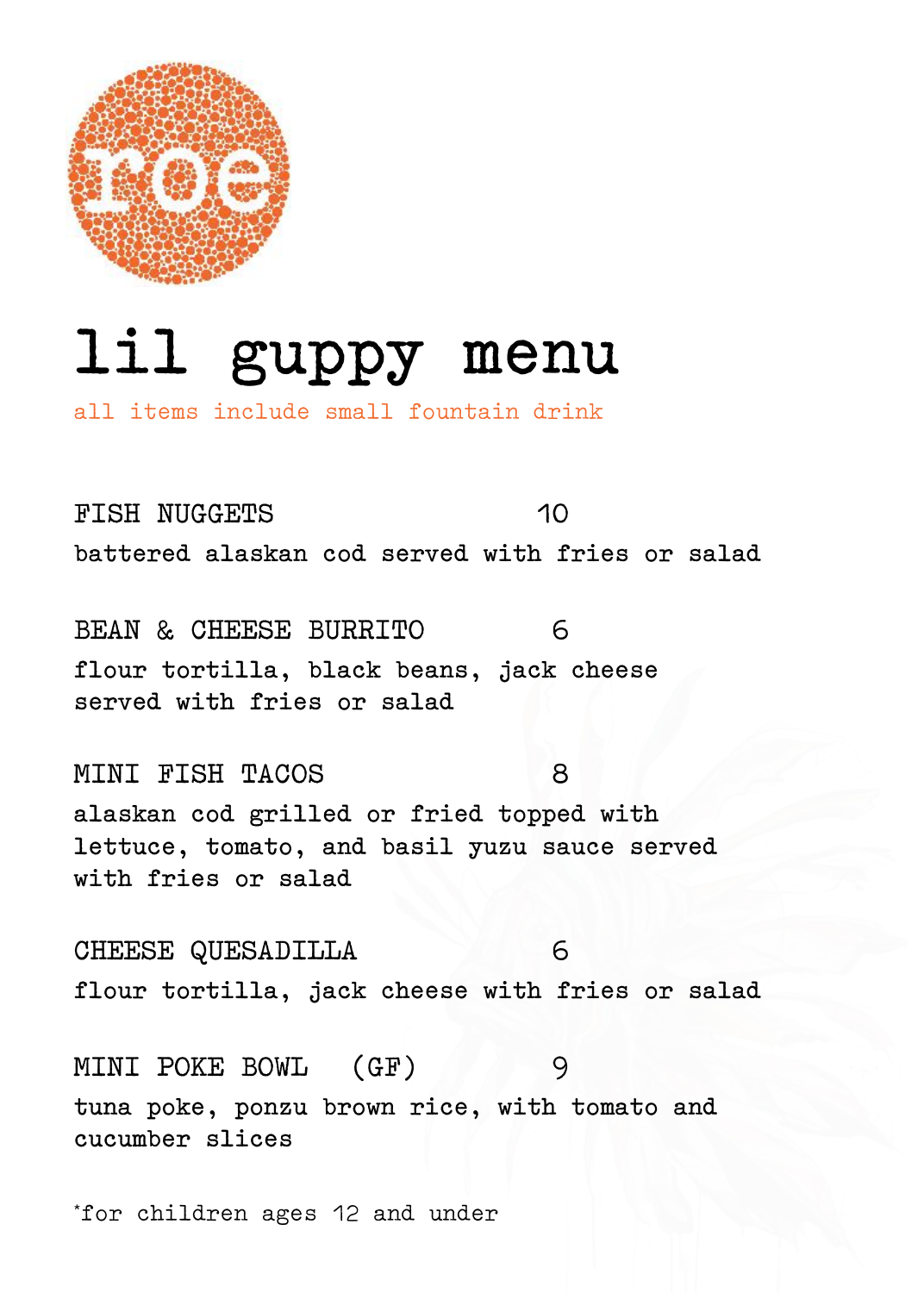roe

# lil guppy menu

all items include small fountain drink

**FISH NUGGETS** 10

battered alaskan cod served with fries or salad

**BEAN & CHEESE BURRITO** 6

flour tortilla, black beans, jack cheese served with fries or salad

**MINI FISH TACOS** 8

alaskan cod grilled or fried topped with lettuce, tomato, and basil yuzu sauce served with fries or salad

**CHEESE QUESADILLA** 6

flour tortilla, jack cheese with fries or salad

**MINI POKE BOWL (GF)** 9

tuna poke, ponzu brown rice, with tomato and cucumber slices

*for children ages 12 and under